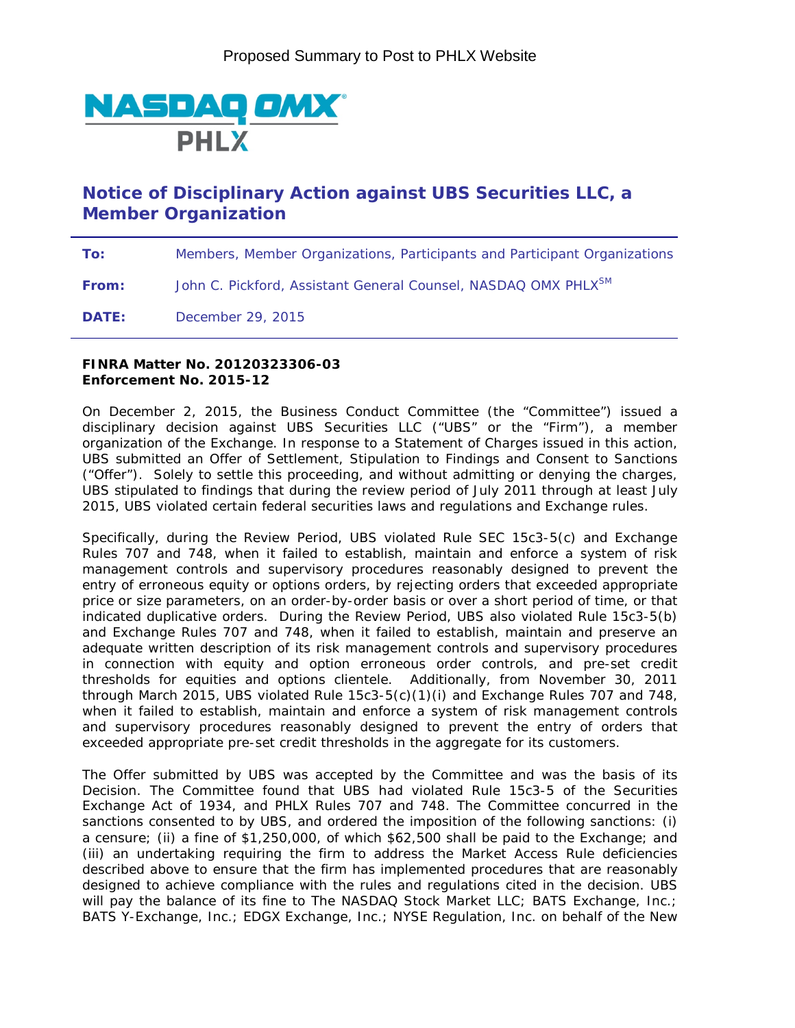Proposed Summary to Post to PHLX Website

NASDAQ OMX PHLX

# Notice of Disciplinary Action against UBS Securities LLC, a Member Organization

**To:** Members, Member Organizations, Participants and Participant Organizations

**From:** John C. Pickford, Assistant General Counsel, NASDAQ OMX PHLX[SM]

**DATE:** December 29, 2015

**FINRA Matter No. 20120323306-03**
**Enforcement No. 2015-12**

On December 2, 2015, the Business Conduct Committee (the "Committee") issued a disciplinary decision against UBS Securities LLC ("UBS" or the "Firm"), a member organization of the Exchange. In response to a Statement of Charges issued in this action, UBS submitted an Offer of Settlement, Stipulation to Findings and Consent to Sanctions ("Offer"). Solely to settle this proceeding, and without admitting or denying the charges, UBS stipulated to findings that during the review period of July 2011 through at least July 2015, UBS violated certain federal securities laws and regulations and Exchange rules.

Specifically, during the Review Period, UBS violated Rule SEC 15c3-5(c) and Exchange Rules 707 and 748, when it failed to establish, maintain and enforce a system of risk management controls and supervisory procedures reasonably designed to prevent the entry of erroneous equity or options orders, by rejecting orders that exceeded appropriate price or size parameters, on an order-by-order basis or over a short period of time, or that indicated duplicative orders. During the Review Period, UBS also violated Rule 15c3-5(b) and Exchange Rules 707 and 748, when it failed to establish, maintain and preserve an adequate written description of its risk management controls and supervisory procedures in connection with equity and option erroneous order controls, and pre-set credit thresholds for equities and options clientele. Additionally, from November 30, 2011 through March 2015, UBS violated Rule 15c3-5(c)(1)(i) and Exchange Rules 707 and 748, when it failed to establish, maintain and enforce a system of risk management controls and supervisory procedures reasonably designed to prevent the entry of orders that exceeded appropriate pre-set credit thresholds in the aggregate for its customers.

The Offer submitted by UBS was accepted by the Committee and was the basis of its Decision. The Committee found that UBS had violated Rule 15c3-5 of the Securities Exchange Act of 1934, and PHLX Rules 707 and 748. The Committee concurred in the sanctions consented to by UBS, and ordered the imposition of the following sanctions: (i) a censure; (ii) a fine of $1,250,000, of which $62,500 shall be paid to the Exchange; and (iii) an undertaking requiring the firm to address the Market Access Rule deficiencies described above to ensure that the firm has implemented procedures that are reasonably designed to achieve compliance with the rules and regulations cited in the decision. UBS will pay the balance of its fine to The NASDAQ Stock Market LLC; BATS Exchange, Inc.; BATS Y-Exchange, Inc.; EDGX Exchange, Inc.; NYSE Regulation, Inc. on behalf of the New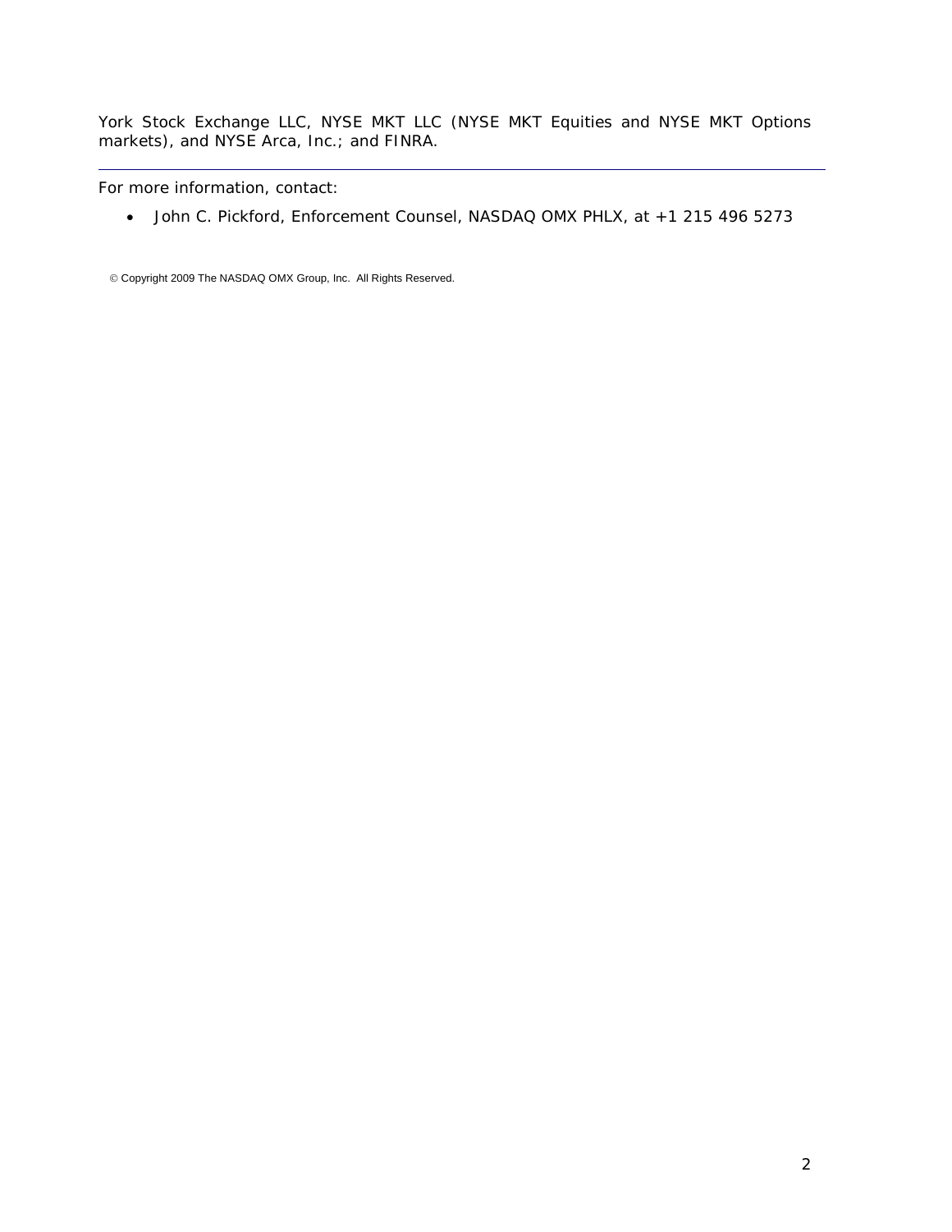York Stock Exchange LLC, NYSE MKT LLC (NYSE MKT Equities and NYSE MKT Options markets), and NYSE Arca, Inc.; and FINRA.

---

For more information, contact:

- John C. Pickford, Enforcement Counsel, NASDAQ OMX PHLX, at +1 215 496 5273

© Copyright 2009 The NASDAQ OMX Group, Inc. All Rights Reserved.